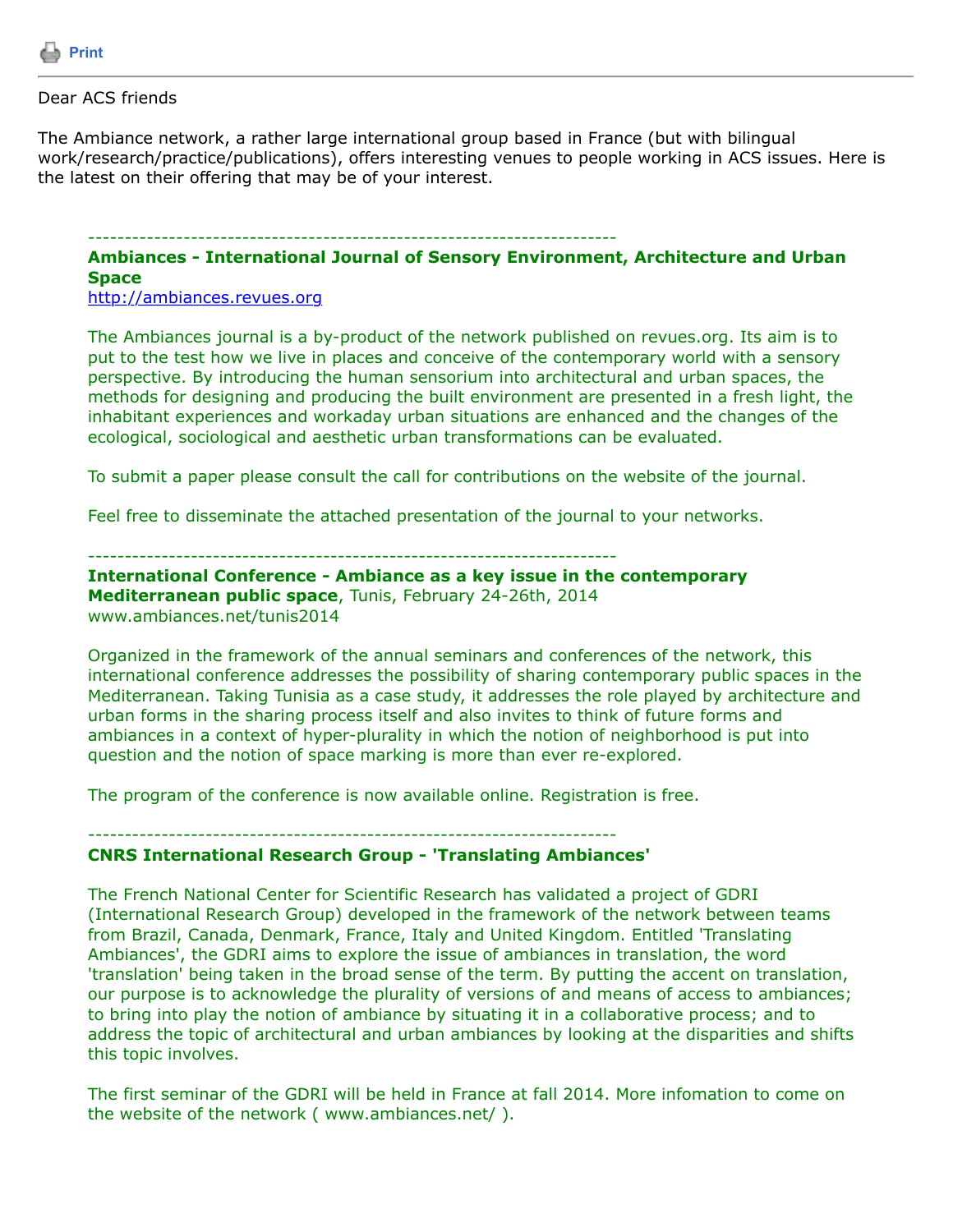Print

---

Dear ACS friends

The Ambiance network, a rather large international group based in France (but with bilingual work/research/practice/publications), offers interesting venues to people working in ACS issues. Here is the latest on their offering that may be of your interest.

-------------------------------------------------------------------------

**Ambiances - International Journal of Sensory Environment, Architecture and Urban Space**
[http://ambiances.revues.org](http://ambiances.revues.org)

The Ambiances journal is a by-product of the network published on revues.org. Its aim is to put to the test how we live in places and conceive of the contemporary world with a sensory perspective. By introducing the human sensorium into architectural and urban spaces, the methods for designing and producing the built environment are presented in a fresh light, the inhabitant experiences and workaday urban situations are enhanced and the changes of the ecological, sociological and aesthetic urban transformations can be evaluated.

To submit a paper please consult the call for contributions on the website of the journal.

Feel free to disseminate the attached presentation of the journal to your networks.

-------------------------------------------------------------------------

**International Conference - Ambiance as a key issue in the contemporary Mediterranean public space**, Tunis, February 24-26th, 2014
www.ambiances.net/tunis2014

Organized in the framework of the annual seminars and conferences of the network, this international conference addresses the possibility of sharing contemporary public spaces in the Mediterranean. Taking Tunisia as a case study, it addresses the role played by architecture and urban forms in the sharing process itself and also invites to think of future forms and ambiances in a context of hyper-plurality in which the notion of neighborhood is put into question and the notion of space marking is more than ever re-explored.

The program of the conference is now available online. Registration is free.

-------------------------------------------------------------------------

**CNRS International Research Group - 'Translating Ambiances'**

The French National Center for Scientific Research has validated a project of GDRI (International Research Group) developed in the framework of the network between teams from Brazil, Canada, Denmark, France, Italy and United Kingdom. Entitled 'Translating Ambiances', the GDRI aims to explore the issue of ambiances in translation, the word 'translation' being taken in the broad sense of the term. By putting the accent on translation, our purpose is to acknowledge the plurality of versions of and means of access to ambiances; to bring into play the notion of ambiance by situating it in a collaborative process; and to address the topic of architectural and urban ambiances by looking at the disparities and shifts this topic involves.

The first seminar of the GDRI will be held in France at fall 2014. More infomation to come on the website of the network ( www.ambiances.net/ ).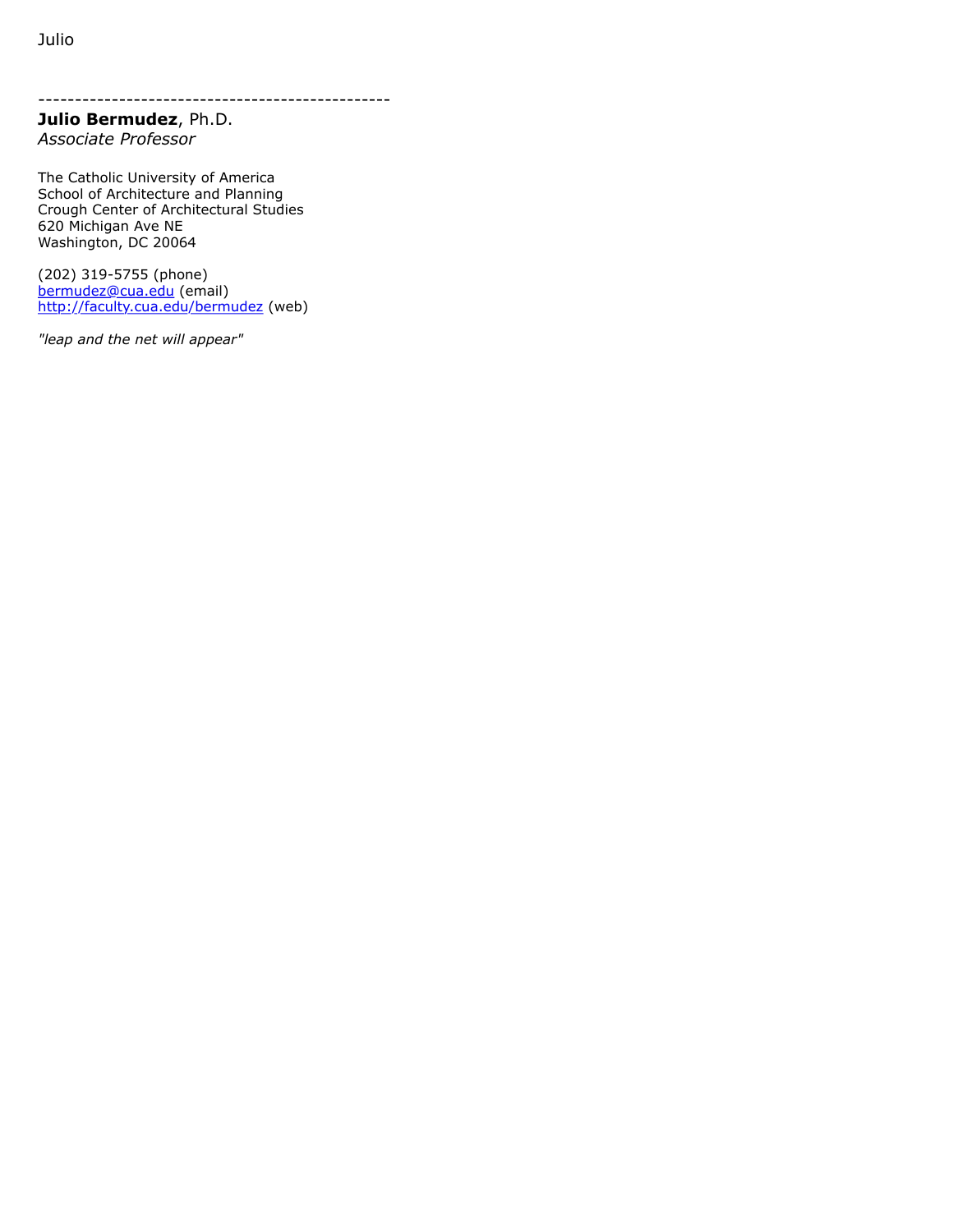Julio

------------------------------------------------

**Julio Bermudez**, Ph.D.
*Associate Professor*

The Catholic University of America
School of Architecture and Planning
Crough Center of Architectural Studies
620 Michigan Ave NE
Washington, DC 20064

(202) 319-5755 (phone)
bermudez@cua.edu (email)
http://faculty.cua.edu/bermudez (web)

*"leap and the net will appear"*